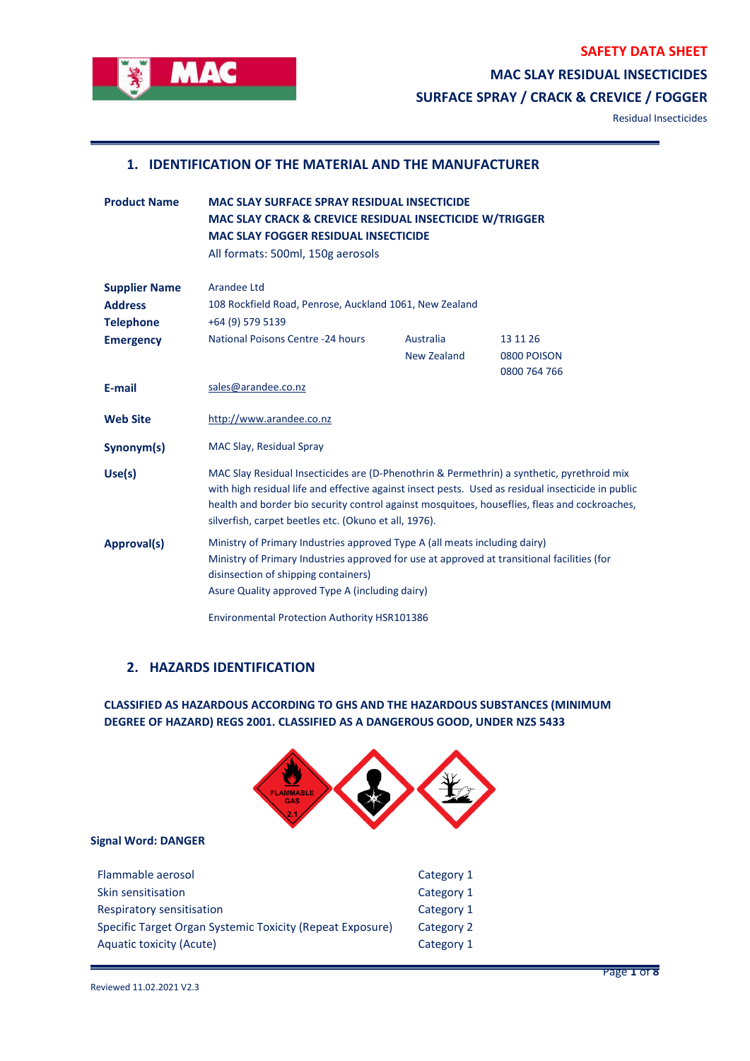**SAFETY DATA SHEET**

**MAC SLAY RESIDUAL INSECTICIDES**

**SURFACE SPRAY / CRACK & CREVICE / FOGGER**

Residual Insecticides

## 1. IDENTIFICATION OF THE MATERIAL AND THE MANUFACTURER

| | | | |
|---|---|---|---|
| **Product Name** | **MAC SLAY SURFACE SPRAY RESIDUAL INSECTICIDE**<br>**MAC SLAY CRACK & CREVICE RESIDUAL INSECTICIDE W/TRIGGER**<br>**MAC SLAY FOGGER RESIDUAL INSECTICIDE**<br>All formats: 500ml, 150g aerosols | | |
| **Supplier Name** | Arandee Ltd | | |
| **Address** | 108 Rockfield Road, Penrose, Auckland 1061, New Zealand | | |
| **Telephone** | +64 (9) 579 5139 | | |
| **Emergency** | National Poisons Centre -24 hours | Australia<br>New Zealand | 13 11 26<br>0800 POISON<br>0800 764 766 |
| **E-mail** | sales@arandee.co.nz | | |
| **Web Site** | http://www.arandee.co.nz | | |
| **Synonym(s)** | MAC Slay, Residual Spray | | |
| **Use(s)** | MAC Slay Residual Insecticides are (D-Phenothrin & Permethrin) a synthetic, pyrethroid mix with high residual life and effective against insect pests. Used as residual insecticide in public health and border bio security control against mosquitoes, houseflies, fleas and cockroaches, silverfish, carpet beetles etc. (Okuno et all, 1976). | | |
| **Approval(s)** | Ministry of Primary Industries approved Type A (all meats including dairy)<br>Ministry of Primary Industries approved for use at approved at transitional facilities (for disinsection of shipping containers)<br>Asure Quality approved Type A (including dairy)<br><br>Environmental Protection Authority HSR101386 | | |

## 2. HAZARDS IDENTIFICATION

**CLASSIFIED AS HAZARDOUS ACCORDING TO GHS AND THE HAZARDOUS SUBSTANCES (MINIMUM DEGREE OF HAZARD) REGS 2001. CLASSIFIED AS A DANGEROUS GOOD, UNDER NZS 5433**

**Signal Word: DANGER**

| | |
|---|---|
| Flammable aerosol | Category 1 |
| Skin sensitisation | Category 1 |
| Respiratory sensitisation | Category 1 |
| Specific Target Organ Systemic Toxicity (Repeat Exposure) | Category 2 |
| Aquatic toxicity (Acute) | Category 1 |

Reviewed 11.02.2021 V2.3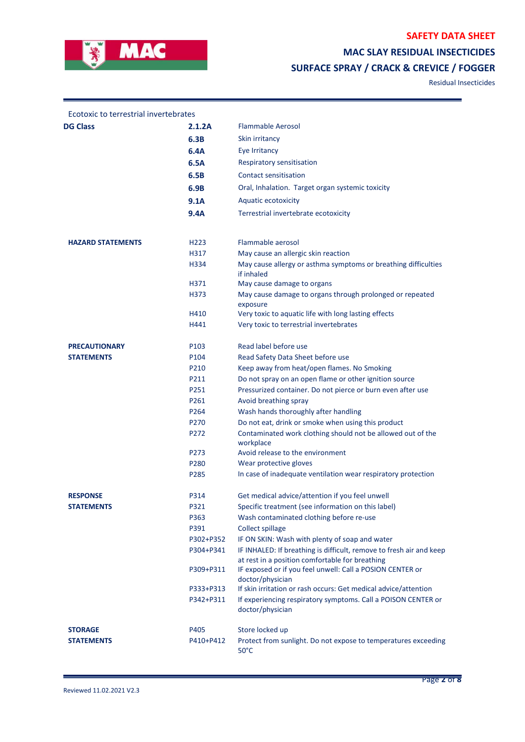Ecotoxic to terrestrial invertebrates

| | | |
|---|---|---|
| **DG Class** | **2.1.2A** | Flammable Aerosol |
| | **6.3B** | Skin irritancy |
| | **6.4A** | Eye Irritancy |
| | **6.5A** | Respiratory sensitisation |
| | **6.5B** | Contact sensitisation |
| | **6.9B** | Oral, Inhalation. Target organ systemic toxicity |
| | **9.1A** | Aquatic ecotoxicity |
| | **9.4A** | Terrestrial invertebrate ecotoxicity |

| | | |
|---|---|---|
| **HAZARD STATEMENTS** | H223 | Flammable aerosol |
| | H317 | May cause an allergic skin reaction |
| | H334 | May cause allergy or asthma symptoms or breathing difficulties if inhaled |
| | H371 | May cause damage to organs |
| | H373 | May cause damage to organs through prolonged or repeated exposure |
| | H410 | Very toxic to aquatic life with long lasting effects |
| | H441 | Very toxic to terrestrial invertebrates |
| **PRECAUTIONARY STATEMENTS** | P103 | Read label before use |
| | P104 | Read Safety Data Sheet before use |
| | P210 | Keep away from heat/open flames. No Smoking |
| | P211 | Do not spray on an open flame or other ignition source |
| | P251 | Pressurized container. Do not pierce or burn even after use |
| | P261 | Avoid breathing spray |
| | P264 | Wash hands thoroughly after handling |
| | P270 | Do not eat, drink or smoke when using this product |
| | P272 | Contaminated work clothing should not be allowed out of the workplace |
| | P273 | Avoid release to the environment |
| | P280 | Wear protective gloves |
| | P285 | In case of inadequate ventilation wear respiratory protection |
| **RESPONSE STATEMENTS** | P314 | Get medical advice/attention if you feel unwell |
| | P321 | Specific treatment (see information on this label) |
| | P363 | Wash contaminated clothing before re-use |
| | P391 | Collect spillage |
| | P302+P352 | IF ON SKIN: Wash with plenty of soap and water |
| | P304+P341 | IF INHALED: If breathing is difficult, remove to fresh air and keep at rest in a position comfortable for breathing |
| | P309+P311 | IF exposed or if you feel unwell: Call a POSION CENTER or doctor/physician |
| | P333+P313 | If skin irritation or rash occurs: Get medical advice/attention |
| | P342+P311 | If experiencing respiratory symptoms. Call a POISON CENTER or doctor/physician |
| **STORAGE STATEMENTS** | P405 | Store locked up |
| | P410+P412 | Protect from sunlight. Do not expose to temperatures exceeding 50°C |

Reviewed 11.02.2021 V2.3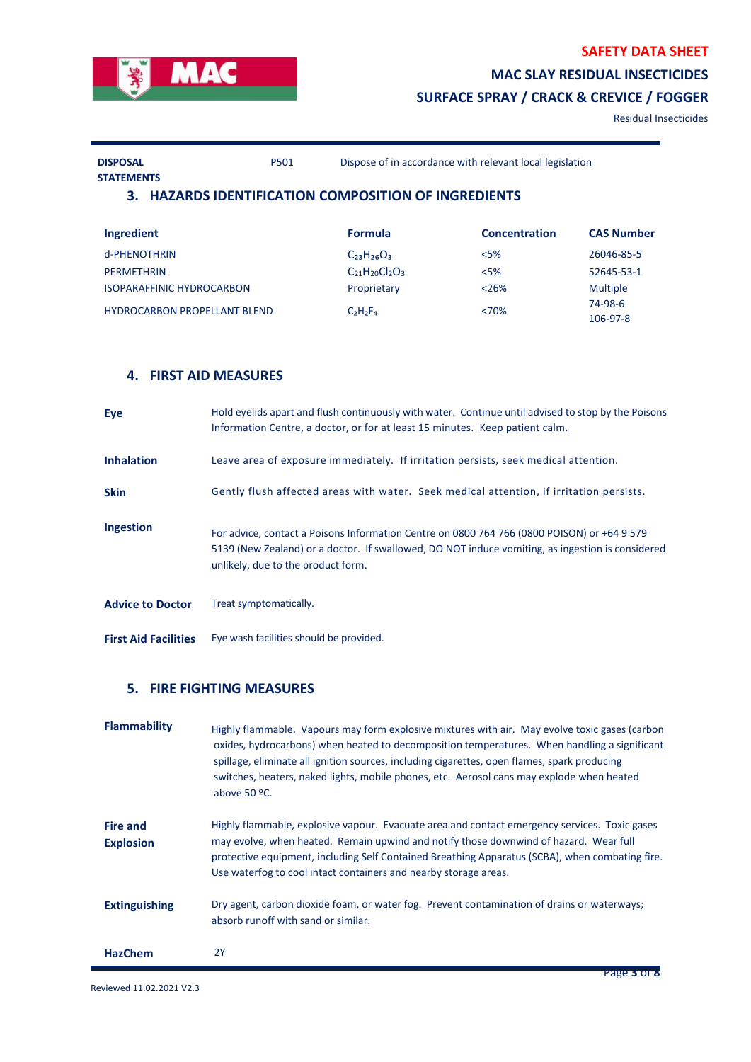| | | |
|---|---|---|
| **DISPOSAL STATEMENTS** | P501 | Dispose of in accordance with relevant local legislation |

## 3. HAZARDS IDENTIFICATION COMPOSITION OF INGREDIENTS

| Ingredient | Formula | Concentration | CAS Number |
|---|---|---|---|
| d-PHENOTHRIN | $C_{23}H_{26}O_3$ | <5% | 26046-85-5 |
| PERMETHRIN | $C_{21}H_{20}Cl_2O_3$ | <5% | 52645-53-1 |
| ISOPARAFFINIC HYDROCARBON | Proprietary | <26% | Multiple |
| HYDROCARBON PROPELLANT BLEND | $C_2H_2F_4$ | <70% | 74-98-6<br>106-97-8 |

## 4. FIRST AID MEASURES

**Eye** — Hold eyelids apart and flush continuously with water. Continue until advised to stop by the Poisons Information Centre, a doctor, or for at least 15 minutes. Keep patient calm.

**Inhalation** — Leave area of exposure immediately. If irritation persists, seek medical attention.

**Skin** — Gently flush affected areas with water. Seek medical attention, if irritation persists.

**Ingestion** — For advice, contact a Poisons Information Centre on 0800 764 766 (0800 POISON) or +64 9 579 5139 (New Zealand) or a doctor. If swallowed, DO NOT induce vomiting, as ingestion is considered unlikely, due to the product form.

**Advice to Doctor** — Treat symptomatically.

**First Aid Facilities** — Eye wash facilities should be provided.

## 5. FIRE FIGHTING MEASURES

**Flammability** — Highly flammable. Vapours may form explosive mixtures with air. May evolve toxic gases (carbon oxides, hydrocarbons) when heated to decomposition temperatures. When handling a significant spillage, eliminate all ignition sources, including cigarettes, open flames, spark producing switches, heaters, naked lights, mobile phones, etc. Aerosol cans may explode when heated above 50 ºC.

**Fire and Explosion** — Highly flammable, explosive vapour. Evacuate area and contact emergency services. Toxic gases may evolve, when heated. Remain upwind and notify those downwind of hazard. Wear full protective equipment, including Self Contained Breathing Apparatus (SCBA), when combating fire. Use waterfog to cool intact containers and nearby storage areas.

**Extinguishing** — Dry agent, carbon dioxide foam, or water fog. Prevent contamination of drains or waterways; absorb runoff with sand or similar.

**HazChem** — 2Y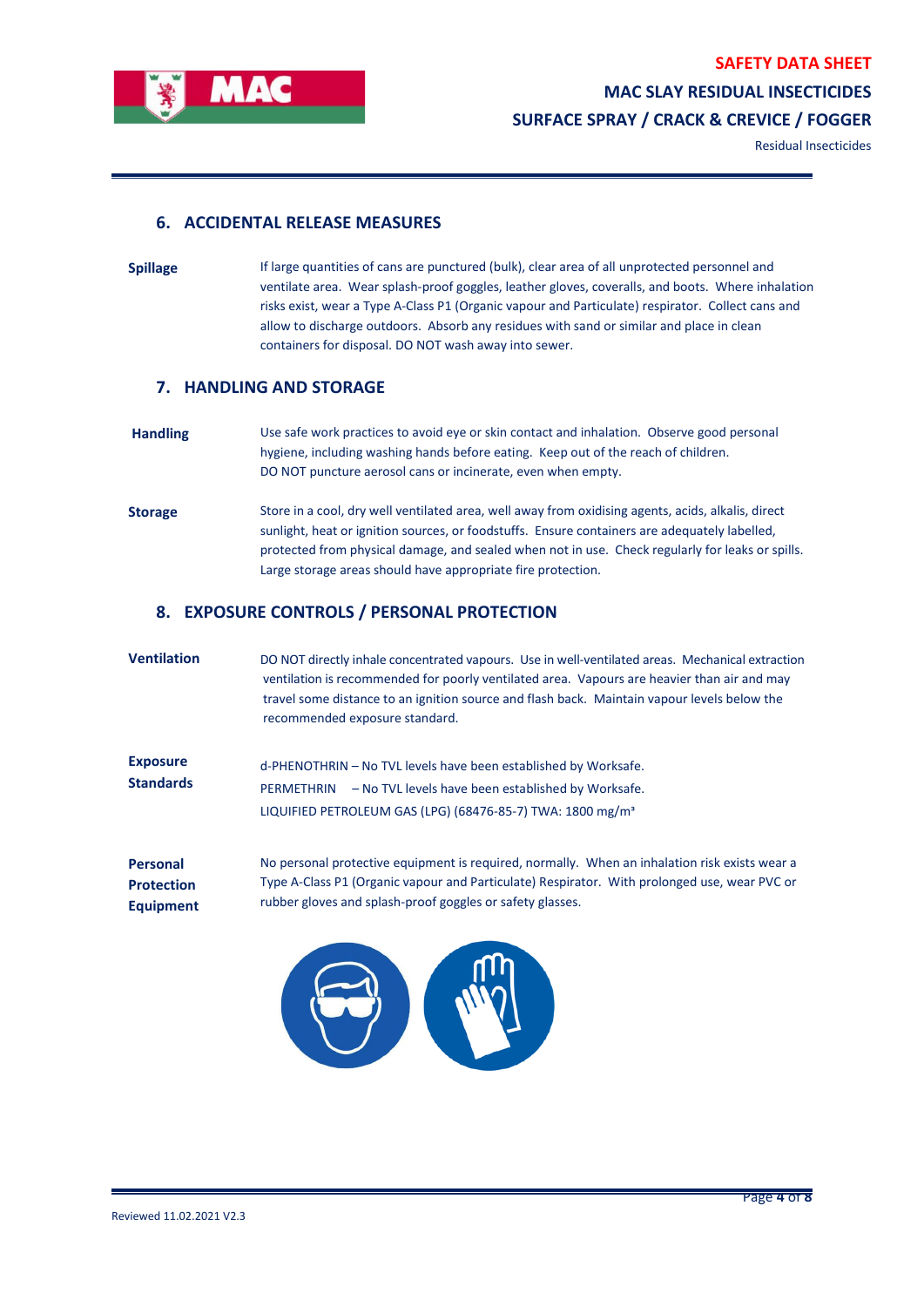## 6. ACCIDENTAL RELEASE MEASURES

**Spillage**

If large quantities of cans are punctured (bulk), clear area of all unprotected personnel and ventilate area. Wear splash-proof goggles, leather gloves, coveralls, and boots. Where inhalation risks exist, wear a Type A-Class P1 (Organic vapour and Particulate) respirator. Collect cans and allow to discharge outdoors. Absorb any residues with sand or similar and place in clean containers for disposal. DO NOT wash away into sewer.

## 7. HANDLING AND STORAGE

**Handling**

Use safe work practices to avoid eye or skin contact and inhalation. Observe good personal hygiene, including washing hands before eating. Keep out of the reach of children.
DO NOT puncture aerosol cans or incinerate, even when empty.

**Storage**

Store in a cool, dry well ventilated area, well away from oxidising agents, acids, alkalis, direct sunlight, heat or ignition sources, or foodstuffs. Ensure containers are adequately labelled, protected from physical damage, and sealed when not in use. Check regularly for leaks or spills. Large storage areas should have appropriate fire protection.

## 8. EXPOSURE CONTROLS / PERSONAL PROTECTION

**Ventilation**

DO NOT directly inhale concentrated vapours. Use in well-ventilated areas. Mechanical extraction ventilation is recommended for poorly ventilated area. Vapours are heavier than air and may travel some distance to an ignition source and flash back. Maintain vapour levels below the recommended exposure standard.

**Exposure Standards**

d-PHENOTHRIN – No TVL levels have been established by Worksafe.

PERMETHRIN – No TVL levels have been established by Worksafe.

LIQUIFIED PETROLEUM GAS (LPG) (68476-85-7) TWA: 1800 mg/m³

**Personal Protection Equipment**

No personal protective equipment is required, normally. When an inhalation risk exists wear a Type A-Class P1 (Organic vapour and Particulate) Respirator. With prolonged use, wear PVC or rubber gloves and splash-proof goggles or safety glasses.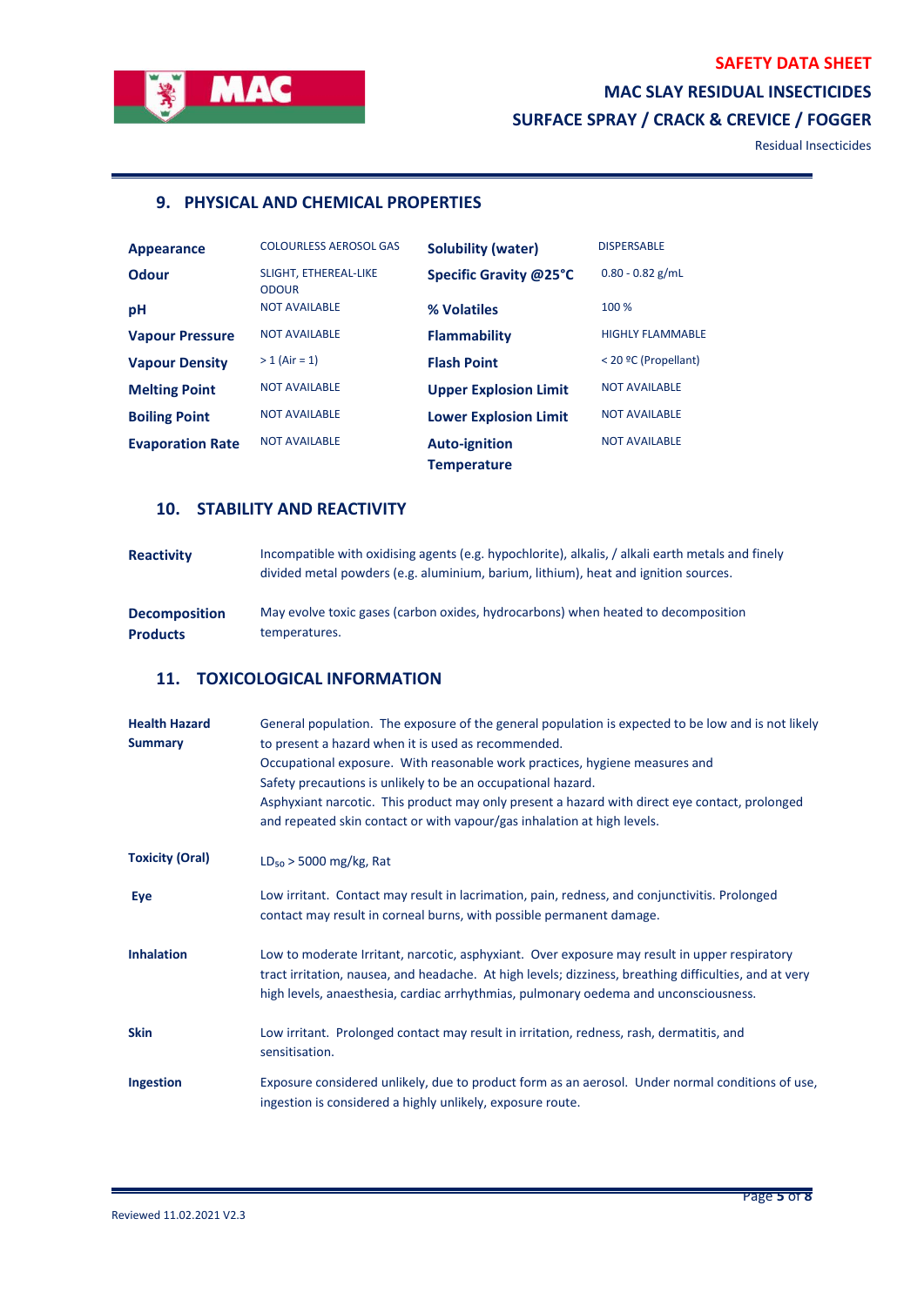## 9. PHYSICAL AND CHEMICAL PROPERTIES

| Property | Value | Property | Value |
|---|---|---|---|
| **Appearance** | COLOURLESS AEROSOL GAS | **Solubility (water)** | DISPERSABLE |
| **Odour** | SLIGHT, ETHEREAL-LIKE ODOUR | **Specific Gravity @25°C** | 0.80 - 0.82 g/mL |
| **pH** | NOT AVAILABLE | **% Volatiles** | 100 % |
| **Vapour Pressure** | NOT AVAILABLE | **Flammability** | HIGHLY FLAMMABLE |
| **Vapour Density** | > 1 (Air = 1) | **Flash Point** | < 20 ºC (Propellant) |
| **Melting Point** | NOT AVAILABLE | **Upper Explosion Limit** | NOT AVAILABLE |
| **Boiling Point** | NOT AVAILABLE | **Lower Explosion Limit** | NOT AVAILABLE |
| **Evaporation Rate** | NOT AVAILABLE | **Auto-ignition Temperature** | NOT AVAILABLE |

## 10. STABILITY AND REACTIVITY

**Reactivity**
Incompatible with oxidising agents (e.g. hypochlorite), alkalis, / alkali earth metals and finely divided metal powders (e.g. aluminium, barium, lithium), heat and ignition sources.

**Decomposition Products**
May evolve toxic gases (carbon oxides, hydrocarbons) when heated to decomposition temperatures.

## 11. TOXICOLOGICAL INFORMATION

**Health Hazard Summary**
General population. The exposure of the general population is expected to be low and is not likely to present a hazard when it is used as recommended.
Occupational exposure. With reasonable work practices, hygiene measures and Safety precautions is unlikely to be an occupational hazard.
Asphyxiant narcotic. This product may only present a hazard with direct eye contact, prolonged and repeated skin contact or with vapour/gas inhalation at high levels.

**Toxicity (Oral)**
$LD_{50}$ > 5000 mg/kg, Rat

**Eye**
Low irritant. Contact may result in lacrimation, pain, redness, and conjunctivitis. Prolonged contact may result in corneal burns, with possible permanent damage.

**Inhalation**
Low to moderate Irritant, narcotic, asphyxiant. Over exposure may result in upper respiratory tract irritation, nausea, and headache. At high levels; dizziness, breathing difficulties, and at very high levels, anaesthesia, cardiac arrhythmias, pulmonary oedema and unconsciousness.

**Skin**
Low irritant. Prolonged contact may result in irritation, redness, rash, dermatitis, and sensitisation.

**Ingestion**
Exposure considered unlikely, due to product form as an aerosol. Under normal conditions of use, ingestion is considered a highly unlikely, exposure route.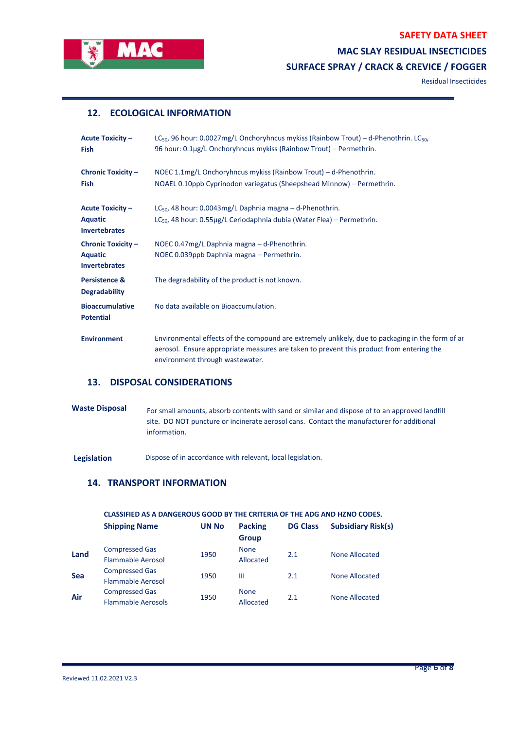## 12. ECOLOGICAL INFORMATION

| | |
|---|---|
| **Acute Toxicity – Fish** | $LC_{50}$, 96 hour: 0.0027mg/L Onchoryhncus mykiss (Rainbow Trout) – d-Phenothrin. $LC_{50}$, 96 hour: 0.1µg/L Onchoryhncus mykiss (Rainbow Trout) – Permethrin. |
| **Chronic Toxicity – Fish** | NOEC 1.1mg/L Onchoryhncus mykiss (Rainbow Trout) – d-Phenothrin.<br>NOAEL 0.10ppb Cyprinodon variegatus (Sheepshead Minnow) – Permethrin. |
| **Acute Toxicity – Aquatic Invertebrates** | $LC_{50}$, 48 hour: 0.0043mg/L Daphnia magna – d-Phenothrin.<br>$LC_{50}$, 48 hour: 0.55µg/L Ceriodaphnia dubia (Water Flea) – Permethrin. |
| **Chronic Toxicity – Aquatic Invertebrates** | NOEC 0.47mg/L Daphnia magna – d-Phenothrin.<br>NOEC 0.039ppb Daphnia magna – Permethrin. |
| **Persistence & Degradability** | The degradability of the product is not known. |
| **Bioaccumulative Potential** | No data available on Bioaccumulation. |
| **Environment** | Environmental effects of the compound are extremely unlikely, due to packaging in the form of an aerosol. Ensure appropriate measures are taken to prevent this product from entering the environment through wastewater. |

## 13. DISPOSAL CONSIDERATIONS

| | |
|---|---|
| **Waste Disposal** | For small amounts, absorb contents with sand or similar and dispose of to an approved landfill site. DO NOT puncture or incinerate aerosol cans. Contact the manufacturer for additional information. |
| **Legislation** | Dispose of in accordance with relevant, local legislation. |

## 14. TRANSPORT INFORMATION

**CLASSIFIED AS A DANGEROUS GOOD BY THE CRITERIA OF THE ADG AND HZNO CODES.**

| | Shipping Name | UN No | Packing Group | DG Class | Subsidiary Risk(s) |
|---|---|---|---|---|---|
| **Land** | Compressed Gas Flammable Aerosol | 1950 | None Allocated | 2.1 | None Allocated |
| **Sea** | Compressed Gas Flammable Aerosol | 1950 | III | 2.1 | None Allocated |
| **Air** | Compressed Gas Flammable Aerosols | 1950 | None Allocated | 2.1 | None Allocated |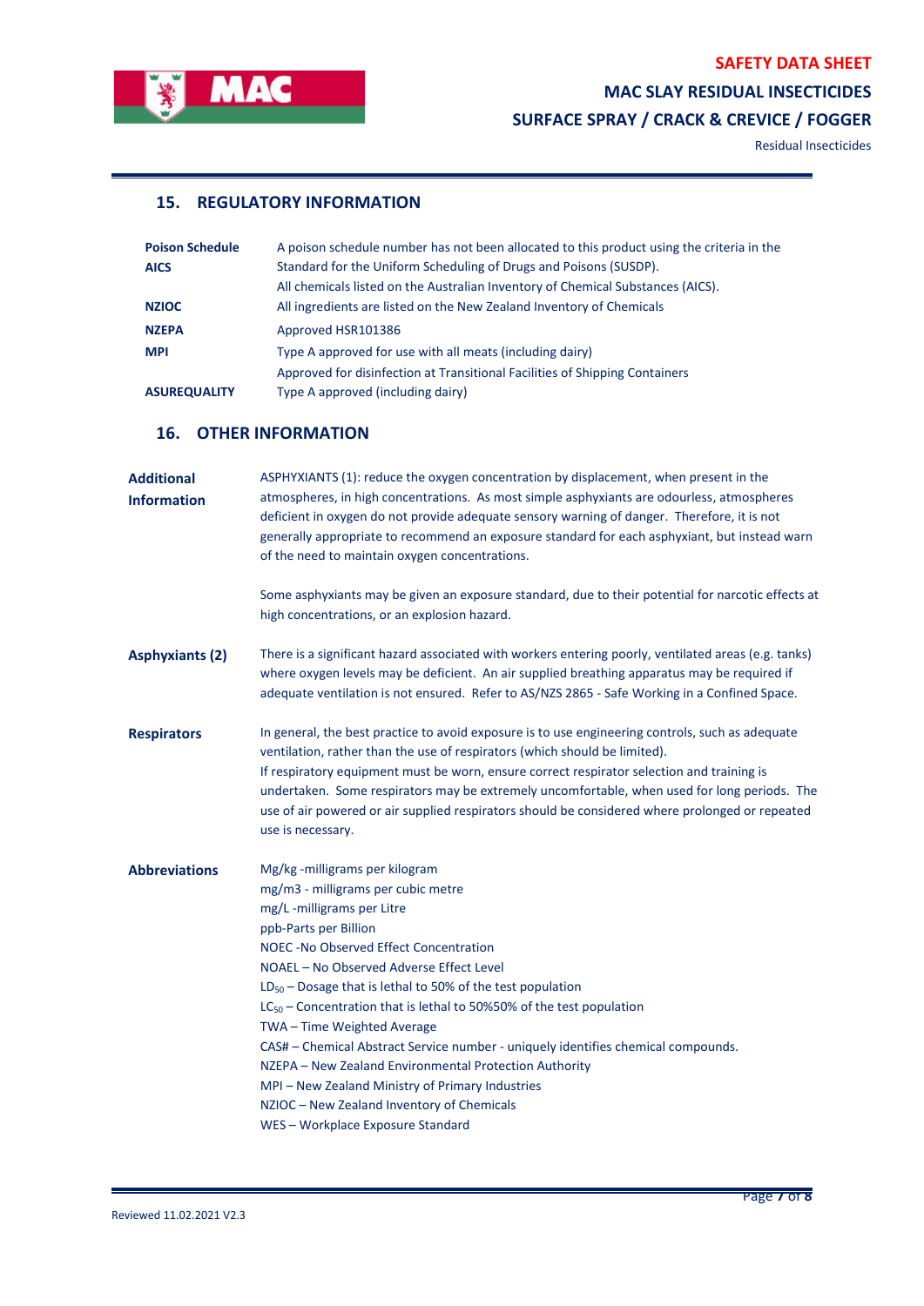## 15. REGULATORY INFORMATION

| | |
|---|---|
| **Poison Schedule** | A poison schedule number has not been allocated to this product using the criteria in the Standard for the Uniform Scheduling of Drugs and Poisons (SUSDP). |
| **AICS** | All chemicals listed on the Australian Inventory of Chemical Substances (AICS). |
| **NZIOC** | All ingredients are listed on the New Zealand Inventory of Chemicals |
| **NZEPA** | Approved HSR101386 |
| **MPI** | Type A approved for use with all meats (including dairy)<br>Approved for disinfection at Transitional Facilities of Shipping Containers |
| **ASUREQUALITY** | Type A approved (including dairy) |

## 16. OTHER INFORMATION

**Additional Information**

ASPHYXIANTS (1): reduce the oxygen concentration by displacement, when present in the atmospheres, in high concentrations. As most simple asphyxiants are odourless, atmospheres deficient in oxygen do not provide adequate sensory warning of danger. Therefore, it is not generally appropriate to recommend an exposure standard for each asphyxiant, but instead warn of the need to maintain oxygen concentrations.

Some asphyxiants may be given an exposure standard, due to their potential for narcotic effects at high concentrations, or an explosion hazard.

**Asphyxiants (2)**

There is a significant hazard associated with workers entering poorly, ventilated areas (e.g. tanks) where oxygen levels may be deficient. An air supplied breathing apparatus may be required if adequate ventilation is not ensured. Refer to AS/NZS 2865 - Safe Working in a Confined Space.

**Respirators**

In general, the best practice to avoid exposure is to use engineering controls, such as adequate ventilation, rather than the use of respirators (which should be limited).
If respiratory equipment must be worn, ensure correct respirator selection and training is undertaken. Some respirators may be extremely uncomfortable, when used for long periods. The use of air powered or air supplied respirators should be considered where prolonged or repeated use is necessary.

**Abbreviations**

Mg/kg -milligrams per kilogram
mg/m3 - milligrams per cubic metre
mg/L -milligrams per Litre
ppb-Parts per Billion
NOEC -No Observed Effect Concentration
NOAEL – No Observed Adverse Effect Level
$LD_{50}$ – Dosage that is lethal to 50% of the test population
$LC_{50}$ – Concentration that is lethal to 50%50% of the test population
TWA – Time Weighted Average
CAS# – Chemical Abstract Service number - uniquely identifies chemical compounds.
NZEPA – New Zealand Environmental Protection Authority
MPI – New Zealand Ministry of Primary Industries
NZIOC – New Zealand Inventory of Chemicals
WES – Workplace Exposure Standard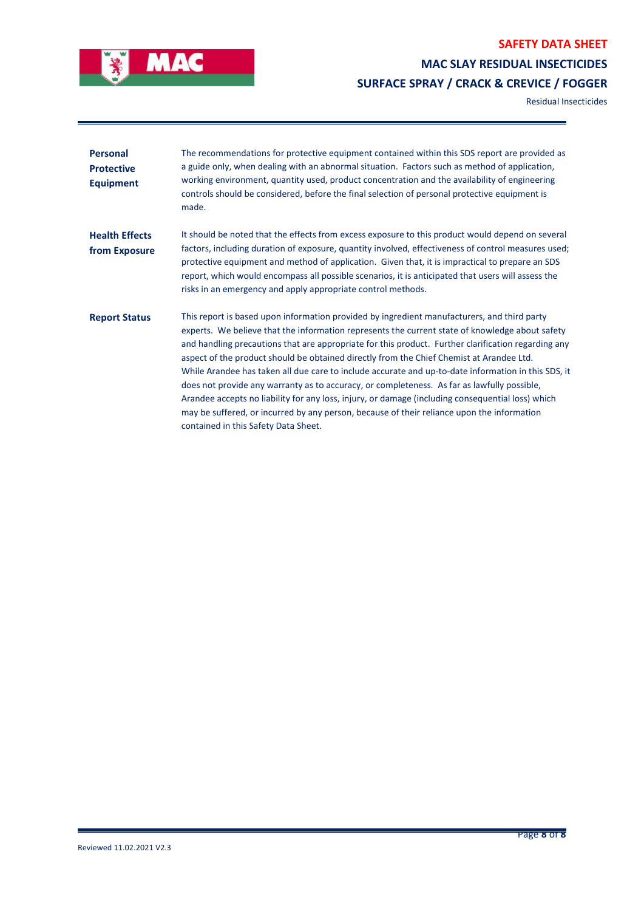**Personal Protective Equipment**

The recommendations for protective equipment contained within this SDS report are provided as a guide only, when dealing with an abnormal situation. Factors such as method of application, working environment, quantity used, product concentration and the availability of engineering controls should be considered, before the final selection of personal protective equipment is made.

**Health Effects from Exposure**

It should be noted that the effects from excess exposure to this product would depend on several factors, including duration of exposure, quantity involved, effectiveness of control measures used; protective equipment and method of application. Given that, it is impractical to prepare an SDS report, which would encompass all possible scenarios, it is anticipated that users will assess the risks in an emergency and apply appropriate control methods.

**Report Status**

This report is based upon information provided by ingredient manufacturers, and third party experts. We believe that the information represents the current state of knowledge about safety and handling precautions that are appropriate for this product. Further clarification regarding any aspect of the product should be obtained directly from the Chief Chemist at Arandee Ltd. While Arandee has taken all due care to include accurate and up-to-date information in this SDS, it does not provide any warranty as to accuracy, or completeness. As far as lawfully possible, Arandee accepts no liability for any loss, injury, or damage (including consequential loss) which may be suffered, or incurred by any person, because of their reliance upon the information contained in this Safety Data Sheet.